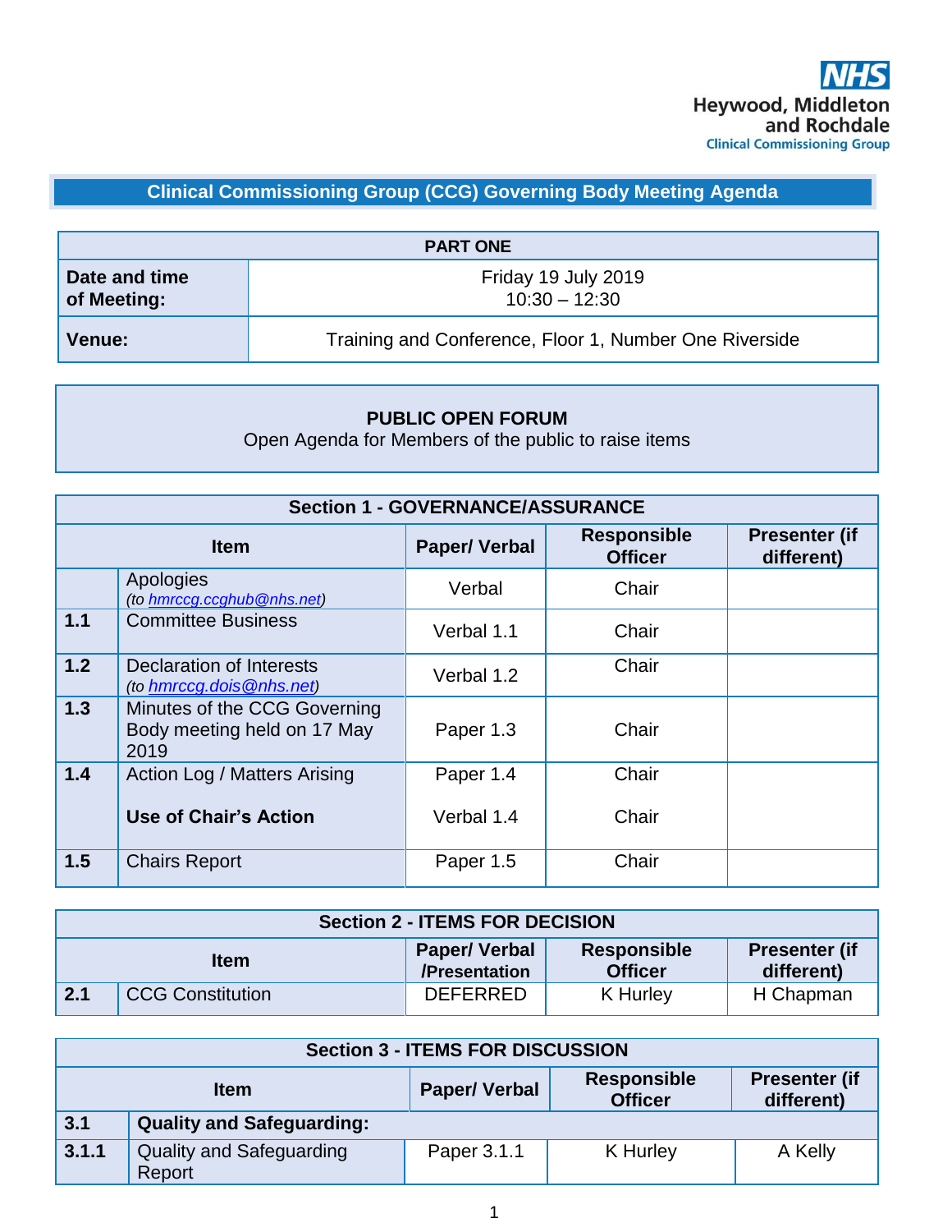NHS
Heywood, Middleton and Rochdale
Clinical Commissioning Group

# Clinical Commissioning Group (CCG) Governing Body Meeting Agenda

| PART ONE | |
|---|---|
| **Date and time of Meeting:** | Friday 19 July 2019<br>10:30 – 12:30 |
| **Venue:** | Training and Conference, Floor 1, Number One Riverside |

**PUBLIC OPEN FORUM**
Open Agenda for Members of the public to raise items

| Section 1 - GOVERNANCE/ASSURANCE | | | | |
|---|---|---|---|---|
| **Item** | | **Paper/ Verbal** | **Responsible Officer** | **Presenter (if different)** |
| | Apologies<br>*(to hmrccg.ccghub@nhs.net)* | Verbal | Chair | |
| **1.1** | Committee Business | Verbal 1.1 | Chair | |
| **1.2** | Declaration of Interests<br>*(to hmrccg.dois@nhs.net)* | Verbal 1.2 | Chair | |
| **1.3** | Minutes of the CCG Governing Body meeting held on 17 May 2019 | Paper 1.3 | Chair | |
| **1.4** | Action Log / Matters Arising<br><br>**Use of Chair's Action** | Paper 1.4<br><br>Verbal 1.4 | Chair<br><br>Chair | |
| **1.5** | Chairs Report | Paper 1.5 | Chair | |

| Section 2 - ITEMS FOR DECISION | | | | |
|---|---|---|---|---|
| **Item** | | **Paper/ Verbal /Presentation** | **Responsible Officer** | **Presenter (if different)** |
| **2.1** | CCG Constitution | DEFERRED | K Hurley | H Chapman |

| Section 3 - ITEMS FOR DISCUSSION | | | | |
|---|---|---|---|---|
| **Item** | | **Paper/ Verbal** | **Responsible Officer** | **Presenter (if different)** |
| **3.1** | **Quality and Safeguarding:** | | | |
| **3.1.1** | Quality and Safeguarding Report | Paper 3.1.1 | K Hurley | A Kelly |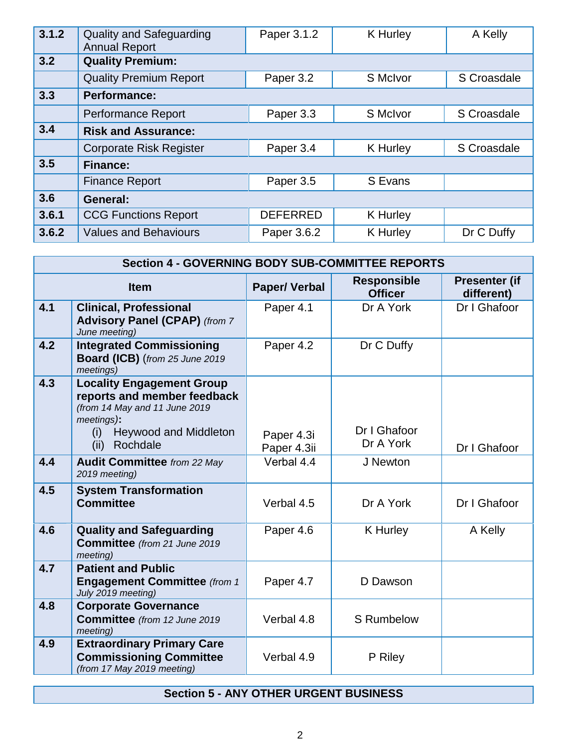| | | | | |
|---|---|---|---|---|
| **3.1.2** | Quality and Safeguarding Annual Report | Paper 3.1.2 | K Hurley | A Kelly |
| **3.2** | **Quality Premium:** | | | |
| | Quality Premium Report | Paper 3.2 | S McIvor | S Croasdale |
| **3.3** | **Performance:** | | | |
| | Performance Report | Paper 3.3 | S McIvor | S Croasdale |
| **3.4** | **Risk and Assurance:** | | | |
| | Corporate Risk Register | Paper 3.4 | K Hurley | S Croasdale |
| **3.5** | **Finance:** | | | |
| | Finance Report | Paper 3.5 | S Evans | |
| **3.6** | **General:** | | | |
| **3.6.1** | CCG Functions Report | DEFERRED | K Hurley | |
| **3.6.2** | Values and Behaviours | Paper 3.6.2 | K Hurley | Dr C Duffy |

| **Section 4 - GOVERNING BODY SUB-COMMITTEE REPORTS** | | | | |
|---|---|---|---|---|
| **Item** | | **Paper/ Verbal** | **Responsible Officer** | **Presenter (if different)** |
| **4.1** | **Clinical, Professional Advisory Panel (CPAP)** *(from 7 June meeting)* | Paper 4.1 | Dr A York | Dr I Ghafoor |
| **4.2** | **Integrated Commissioning Board (ICB)** *(from 25 June 2019 meetings)* | Paper 4.2 | Dr C Duffy | |
| **4.3** | **Locality Engagement Group reports and member feedback** *(from 14 May and 11 June 2019 meetings)*: (i) Heywood and Middleton (ii) Rochdale | Paper 4.3i Paper 4.3ii | Dr I Ghafoor Dr A York | Dr I Ghafoor |
| **4.4** | **Audit Committee** *from 22 May 2019 meeting)* | Verbal 4.4 | J Newton | |
| **4.5** | **System Transformation Committee** | Verbal 4.5 | Dr A York | Dr I Ghafoor |
| **4.6** | **Quality and Safeguarding Committee** *(from 21 June 2019 meeting)* | Paper 4.6 | K Hurley | A Kelly |
| **4.7** | **Patient and Public Engagement Committee** *(from 1 July 2019 meeting)* | Paper 4.7 | D Dawson | |
| **4.8** | **Corporate Governance Committee** *(from 12 June 2019 meeting)* | Verbal 4.8 | S Rumbelow | |
| **4.9** | **Extraordinary Primary Care Commissioning Committee** *(from 17 May 2019 meeting)* | Verbal 4.9 | P Riley | |

| **Section 5 - ANY OTHER URGENT BUSINESS** |
|---|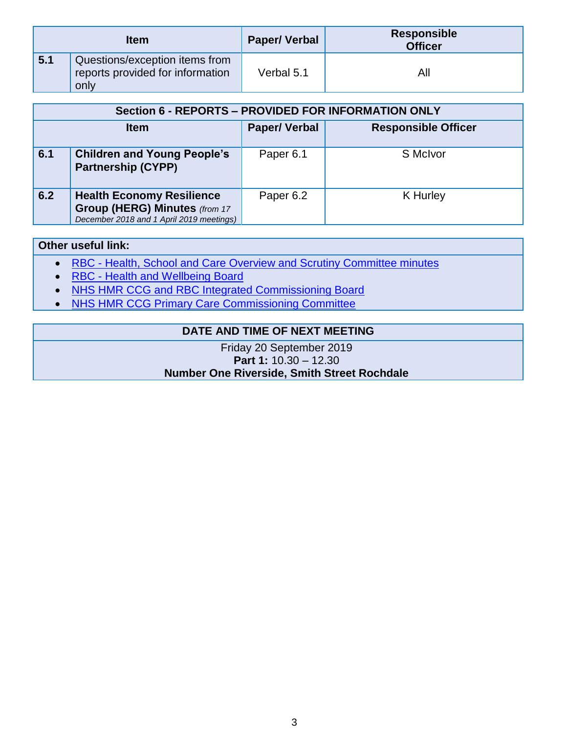| Item | | Paper/ Verbal | Responsible Officer |
|---|---|---|---|
| **5.1** | Questions/exception items from reports provided for information only | Verbal 5.1 | All |

| **Section 6 - REPORTS – PROVIDED FOR INFORMATION ONLY** | | | |
|---|---|---|---|
| **Item** | | **Paper/ Verbal** | **Responsible Officer** |
| **6.1** | **Children and Young People's Partnership (CYPP)** | Paper 6.1 | S McIvor |
| **6.2** | **Health Economy Resilience Group (HERG) Minutes** *(from 17 December 2018 and 1 April 2019 meetings)* | Paper 6.2 | K Hurley |

**Other useful link:**

- RBC - Health, School and Care Overview and Scrutiny Committee minutes
- RBC - Health and Wellbeing Board
- NHS HMR CCG and RBC Integrated Commissioning Board
- NHS HMR CCG Primary Care Commissioning Committee

**DATE AND TIME OF NEXT MEETING**

Friday 20 September 2019
**Part 1:** 10.30 – 12.30
**Number One Riverside, Smith Street Rochdale**